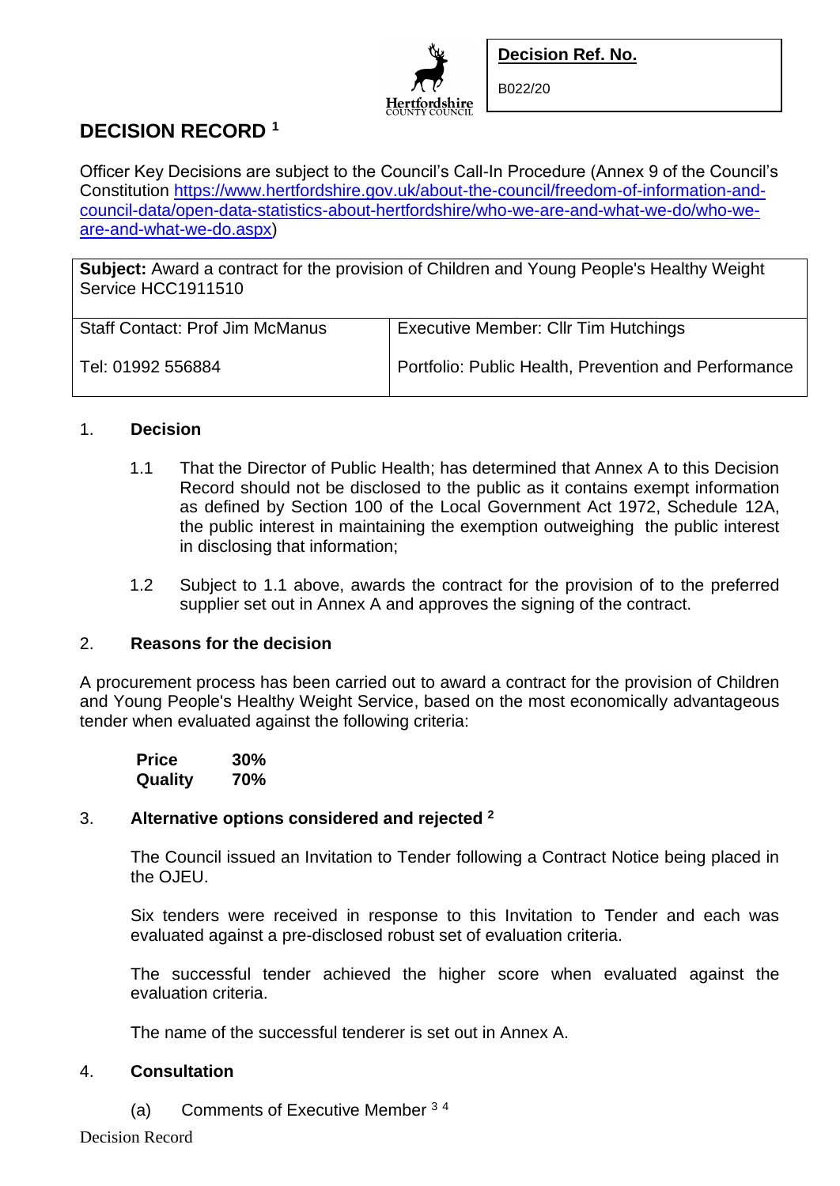**Decision Ref. No.**

B022/20

# DECISION RECORD [1]

Officer Key Decisions are subject to the Council's Call-In Procedure (Annex 9 of the Council's Constitution https://www.hertfordshire.gov.uk/about-the-council/freedom-of-information-and-council-data/open-data-statistics-about-hertfordshire/who-we-are-and-what-we-do/who-we-are-and-what-we-do.aspx)

| **Subject:** Award a contract for the provision of Children and Young People's Healthy Weight Service HCC1911510 | |
|---|---|
| Staff Contact: Prof Jim McManus | Executive Member: Cllr Tim Hutchings |
| Tel: 01992 556884 | Portfolio: Public Health, Prevention and Performance |

## 1. Decision

1.1 That the Director of Public Health; has determined that Annex A to this Decision Record should not be disclosed to the public as it contains exempt information as defined by Section 100 of the Local Government Act 1972, Schedule 12A, the public interest in maintaining the exemption outweighing the public interest in disclosing that information;

1.2 Subject to 1.1 above, awards the contract for the provision of to the preferred supplier set out in Annex A and approves the signing of the contract.

## 2. Reasons for the decision

A procurement process has been carried out to award a contract for the provision of Children and Young People's Healthy Weight Service, based on the most economically advantageous tender when evaluated against the following criteria:

| | |
|---|---|
| **Price** | **30%** |
| **Quality** | **70%** |

## 3. Alternative options considered and rejected [2]

The Council issued an Invitation to Tender following a Contract Notice being placed in the OJEU.

Six tenders were received in response to this Invitation to Tender and each was evaluated against a pre-disclosed robust set of evaluation criteria.

The successful tender achieved the higher score when evaluated against the evaluation criteria.

The name of the successful tenderer is set out in Annex A.

## 4. Consultation

(a) Comments of Executive Member [3 4]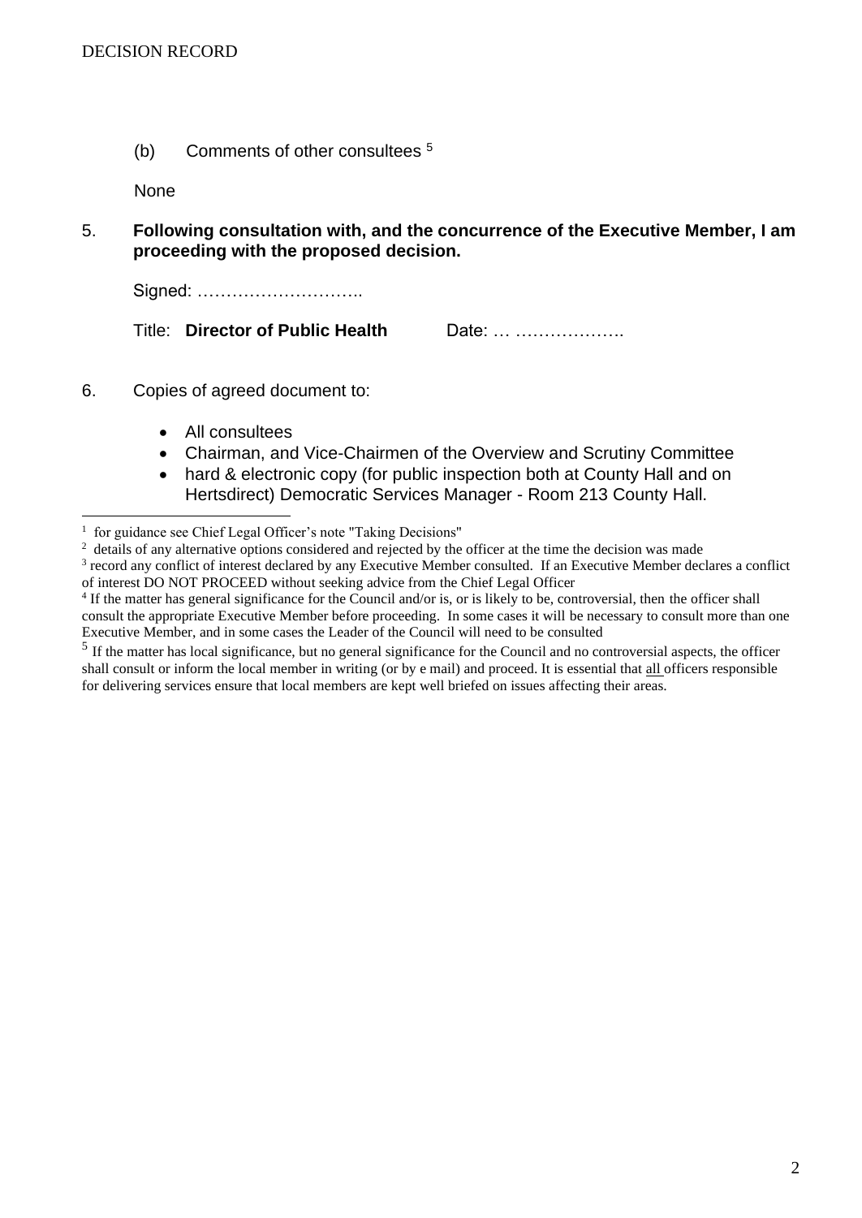(b) Comments of other consultees [5]

None

5. **Following consultation with, and the concurrence of the Executive Member, I am proceeding with the proposed decision.**

Signed: ………………………..

Title: **Director of Public Health** Date: … ……………….

6. Copies of agreed document to:

- All consultees
- Chairman, and Vice-Chairmen of the Overview and Scrutiny Committee
- hard & electronic copy (for public inspection both at County Hall and on Hertsdirect) Democratic Services Manager - Room 213 County Hall.

---

[1] for guidance see Chief Legal Officer's note "Taking Decisions"

[2] details of any alternative options considered and rejected by the officer at the time the decision was made

[3] record any conflict of interest declared by any Executive Member consulted. If an Executive Member declares a conflict of interest DO NOT PROCEED without seeking advice from the Chief Legal Officer

[4] If the matter has general significance for the Council and/or is, or is likely to be, controversial, then the officer shall consult the appropriate Executive Member before proceeding. In some cases it will be necessary to consult more than one Executive Member, and in some cases the Leader of the Council will need to be consulted

[5] If the matter has local significance, but no general significance for the Council and no controversial aspects, the officer shall consult or inform the local member in writing (or by e mail) and proceed. It is essential that all officers responsible for delivering services ensure that local members are kept well briefed on issues affecting their areas.